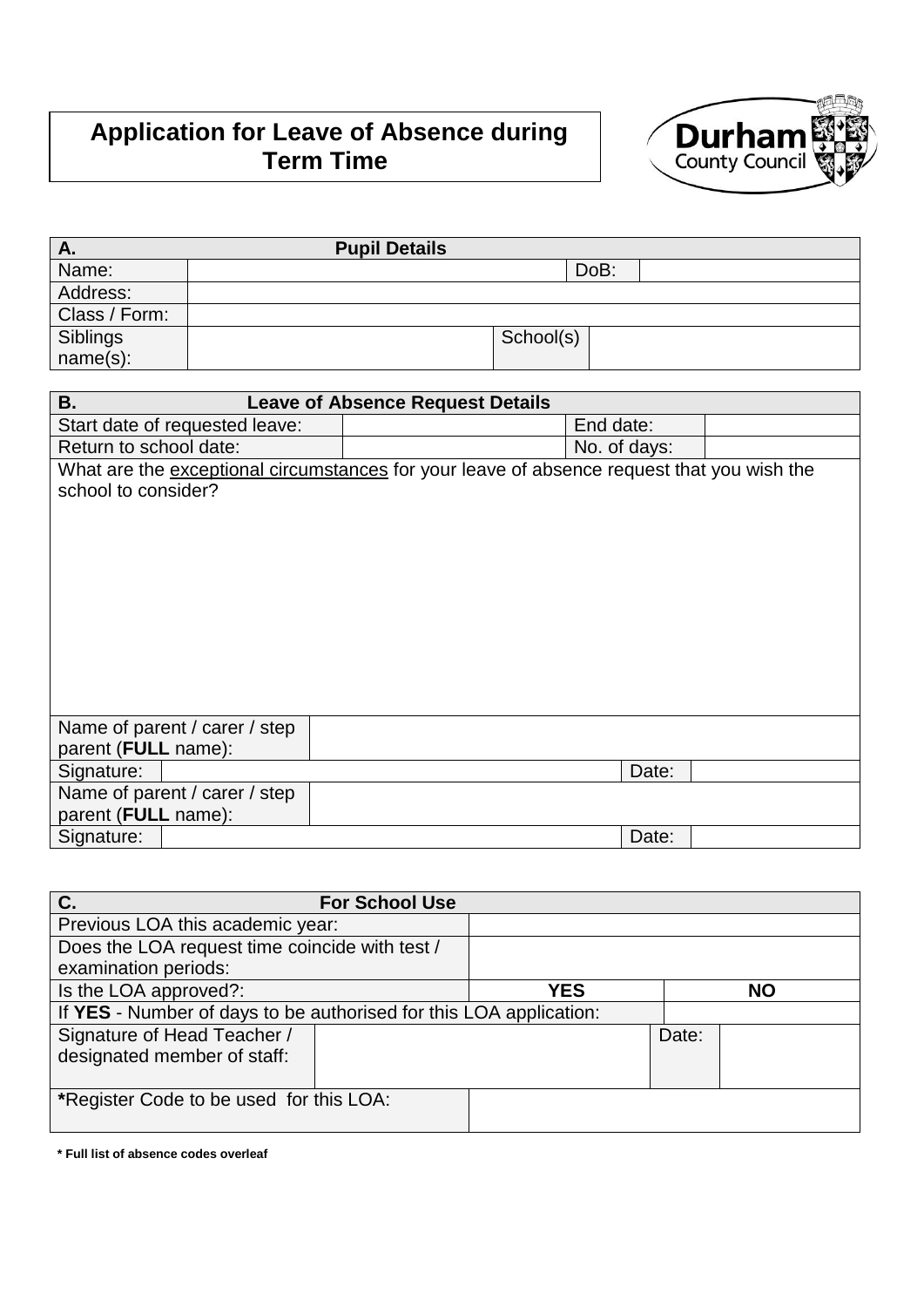# Application for Leave of Absence during Term Time

Durham County Council

| A. Pupil Details | | | |
|---|---|---|---|
| Name: | | DoB: | |
| Address: | | | |
| Class / Form: | | | |
| Siblings name(s): | | School(s) | |

| B. Leave of Absence Request Details | | | |
|---|---|---|---|
| Start date of requested leave: | | End date: | |
| Return to school date: | | No. of days: | |

What are the <u>exceptional circumstances</u> for your leave of absence request that you wish the school to consider?

| | | | |
|---|---|---|---|
| Name of parent / carer / step parent (**FULL** name): | | | |
| Signature: | | Date: | |
| Name of parent / carer / step parent (**FULL** name): | | | |
| Signature: | | Date: | |

| C. For School Use | | | |
|---|---|---|---|
| Previous LOA this academic year: | | | |
| Does the LOA request time coincide with test / examination periods: | | | |
| Is the LOA approved?: | **YES** | | **NO** |
| If **YES** - Number of days to be authorised for this LOA application: | | | |
| Signature of Head Teacher / designated member of staff: | | Date: | |
| ***Register Code to be used for this LOA:** | | | |

**\* Full list of absence codes overleaf**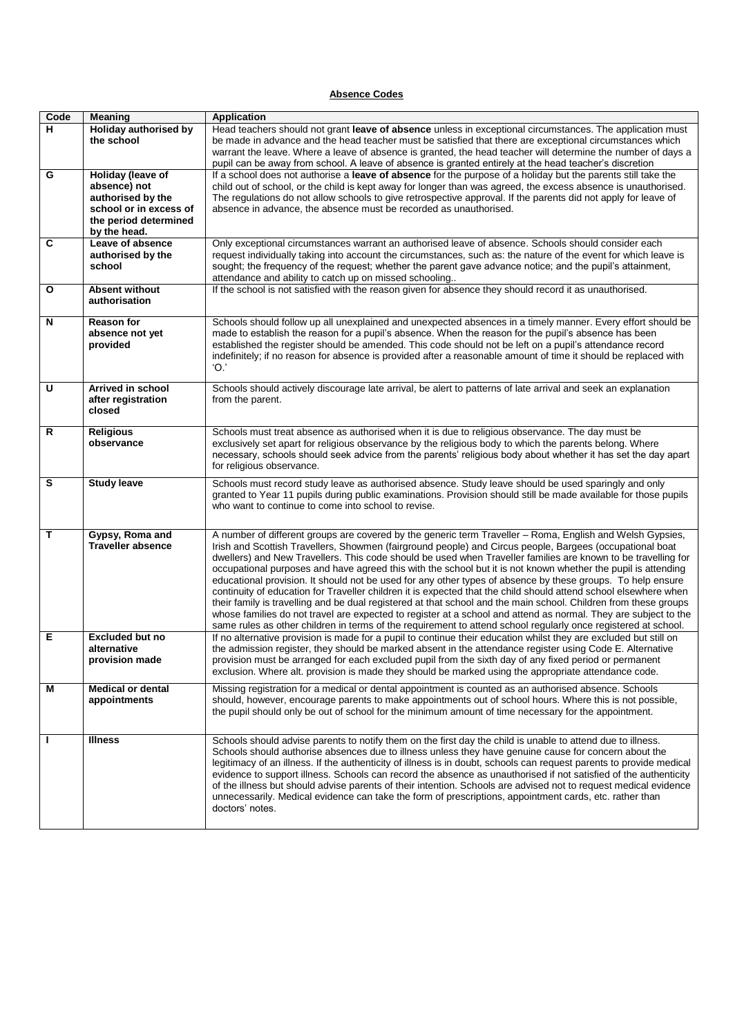## Absence Codes

| Code | Meaning | Application |
|---|---|---|
| H | **Holiday authorised by the school** | Head teachers should not grant **leave of absence** unless in exceptional circumstances. The application must be made in advance and the head teacher must be satisfied that there are exceptional circumstances which warrant the leave. Where a leave of absence is granted, the head teacher will determine the number of days a pupil can be away from school. A leave of absence is granted entirely at the head teacher's discretion |
| G | **Holiday (leave of absence) not authorised by the school or in excess of the period determined by the head.** | If a school does not authorise a **leave of absence** for the purpose of a holiday but the parents still take the child out of school, or the child is kept away for longer than was agreed, the excess absence is unauthorised. The regulations do not allow schools to give retrospective approval. If the parents did not apply for leave of absence in advance, the absence must be recorded as unauthorised. |
| C | **Leave of absence authorised by the school** | Only exceptional circumstances warrant an authorised leave of absence. Schools should consider each request individually taking into account the circumstances, such as: the nature of the event for which leave is sought; the frequency of the request; whether the parent gave advance notice; and the pupil's attainment, attendance and ability to catch up on missed schooling.. |
| O | **Absent without authorisation** | If the school is not satisfied with the reason given for absence they should record it as unauthorised. |
| N | **Reason for absence not yet provided** | Schools should follow up all unexplained and unexpected absences in a timely manner. Every effort should be made to establish the reason for a pupil's absence. When the reason for the pupil's absence has been established the register should be amended. This code should not be left on a pupil's attendance record indefinitely; if no reason for absence is provided after a reasonable amount of time it should be replaced with 'O.' |
| U | **Arrived in school after registration closed** | Schools should actively discourage late arrival, be alert to patterns of late arrival and seek an explanation from the parent. |
| R | **Religious observance** | Schools must treat absence as authorised when it is due to religious observance. The day must be exclusively set apart for religious observance by the religious body to which the parents belong. Where necessary, schools should seek advice from the parents' religious body about whether it has set the day apart for religious observance. |
| S | **Study leave** | Schools must record study leave as authorised absence. Study leave should be used sparingly and only granted to Year 11 pupils during public examinations. Provision should still be made available for those pupils who want to continue to come into school to revise. |
| T | **Gypsy, Roma and Traveller absence** | A number of different groups are covered by the generic term Traveller – Roma, English and Welsh Gypsies, Irish and Scottish Travellers, Showmen (fairground people) and Circus people, Bargees (occupational boat dwellers) and New Travellers. This code should be used when Traveller families are known to be travelling for occupational purposes and have agreed this with the school but it is not known whether the pupil is attending educational provision. It should not be used for any other types of absence by these groups. To help ensure continuity of education for Traveller children it is expected that the child should attend school elsewhere when their family is travelling and be dual registered at that school and the main school. Children from these groups whose families do not travel are expected to register at a school and attend as normal. They are subject to the same rules as other children in terms of the requirement to attend school regularly once registered at school. |
| E | **Excluded but no alternative provision made** | If no alternative provision is made for a pupil to continue their education whilst they are excluded but still on the admission register, they should be marked absent in the attendance register using Code E. Alternative provision must be arranged for each excluded pupil from the sixth day of any fixed period or permanent exclusion. Where alt. provision is made they should be marked using the appropriate attendance code. |
| M | **Medical or dental appointments** | Missing registration for a medical or dental appointment is counted as an authorised absence. Schools should, however, encourage parents to make appointments out of school hours. Where this is not possible, the pupil should only be out of school for the minimum amount of time necessary for the appointment. |
| I | **Illness** | Schools should advise parents to notify them on the first day the child is unable to attend due to illness. Schools should authorise absences due to illness unless they have genuine cause for concern about the legitimacy of an illness. If the authenticity of illness is in doubt, schools can request parents to provide medical evidence to support illness. Schools can record the absence as unauthorised if not satisfied of the authenticity of the illness but should advise parents of their intention. Schools are advised not to request medical evidence unnecessarily. Medical evidence can take the form of prescriptions, appointment cards, etc. rather than doctors' notes. |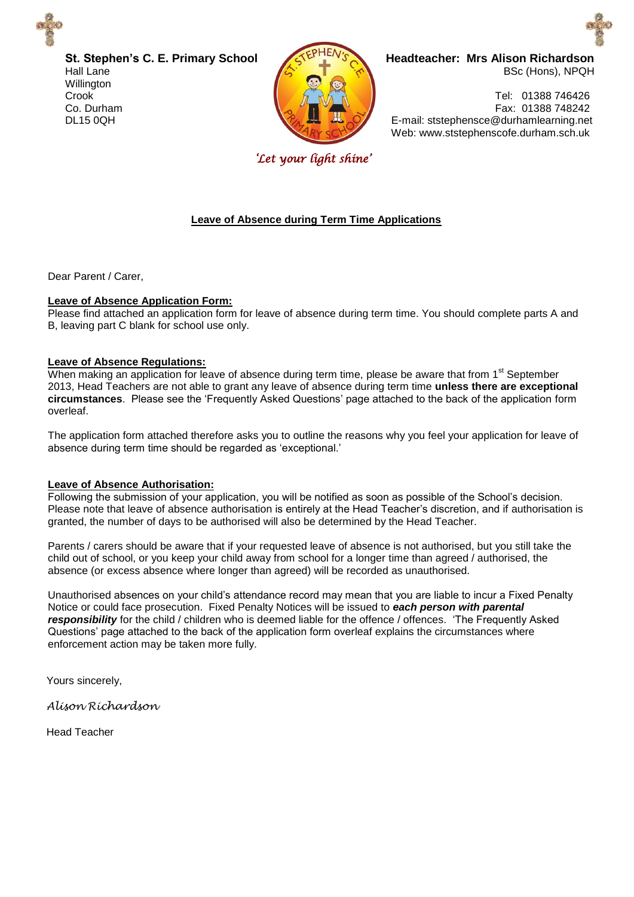**St. Stephen's C. E. Primary School**
Hall Lane
Willington
Crook
Co. Durham
DL15 0QH

**Headteacher: Mrs Alison Richardson**
BSc (Hons), NPQH

Tel: 01388 746426
Fax: 01388 748242
E-mail: ststephensce@durhamlearning.net
Web: www.ststephenscofe.durham.sch.uk

*'Let your light shine'*

## Leave of Absence during Term Time Applications

Dear Parent / Carer,

**Leave of Absence Application Form:**

Please find attached an application form for leave of absence during term time. You should complete parts A and B, leaving part C blank for school use only.

**Leave of Absence Regulations:**

When making an application for leave of absence during term time, please be aware that from 1st September 2013, Head Teachers are not able to grant any leave of absence during term time **unless there are exceptional circumstances**. Please see the 'Frequently Asked Questions' page attached to the back of the application form overleaf.

The application form attached therefore asks you to outline the reasons why you feel your application for leave of absence during term time should be regarded as 'exceptional.'

**Leave of Absence Authorisation:**

Following the submission of your application, you will be notified as soon as possible of the School's decision. Please note that leave of absence authorisation is entirely at the Head Teacher's discretion, and if authorisation is granted, the number of days to be authorised will also be determined by the Head Teacher.

Parents / carers should be aware that if your requested leave of absence is not authorised, but you still take the child out of school, or you keep your child away from school for a longer time than agreed / authorised, the absence (or excess absence where longer than agreed) will be recorded as unauthorised.

Unauthorised absences on your child's attendance record may mean that you are liable to incur a Fixed Penalty Notice or could face prosecution. Fixed Penalty Notices will be issued to ***each person with parental responsibility*** for the child / children who is deemed liable for the offence / offences. 'The Frequently Asked Questions' page attached to the back of the application form overleaf explains the circumstances where enforcement action may be taken more fully.

Yours sincerely,

*Alison Richardson*

Head Teacher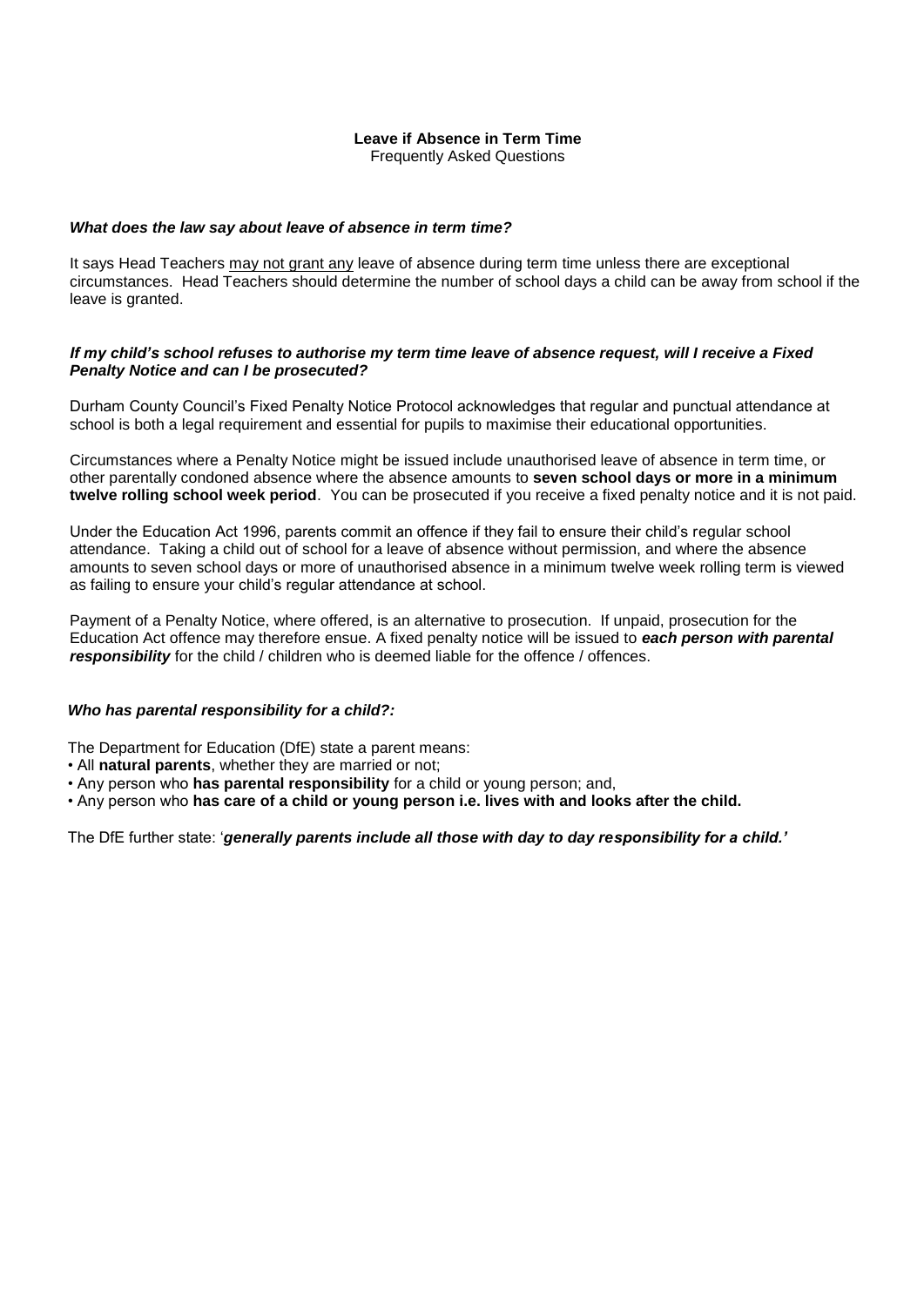**Leave if Absence in Term Time**
Frequently Asked Questions

***What does the law say about leave of absence in term time?***

It says Head Teachers may not grant any leave of absence during term time unless there are exceptional circumstances. Head Teachers should determine the number of school days a child can be away from school if the leave is granted.

***If my child's school refuses to authorise my term time leave of absence request, will I receive a Fixed Penalty Notice and can I be prosecuted?***

Durham County Council's Fixed Penalty Notice Protocol acknowledges that regular and punctual attendance at school is both a legal requirement and essential for pupils to maximise their educational opportunities.

Circumstances where a Penalty Notice might be issued include unauthorised leave of absence in term time, or other parentally condoned absence where the absence amounts to **seven school days or more in a minimum twelve rolling school week period**. You can be prosecuted if you receive a fixed penalty notice and it is not paid.

Under the Education Act 1996, parents commit an offence if they fail to ensure their child's regular school attendance. Taking a child out of school for a leave of absence without permission, and where the absence amounts to seven school days or more of unauthorised absence in a minimum twelve week rolling term is viewed as failing to ensure your child's regular attendance at school.

Payment of a Penalty Notice, where offered, is an alternative to prosecution. If unpaid, prosecution for the Education Act offence may therefore ensue. A fixed penalty notice will be issued to ***each person with parental responsibility*** for the child / children who is deemed liable for the offence / offences.

***Who has parental responsibility for a child?:***

The Department for Education (DfE) state a parent means:

- All **natural parents**, whether they are married or not;
- Any person who **has parental responsibility** for a child or young person; and,
- Any person who **has care of a child or young person i.e. lives with and looks after the child.**

The DfE further state: '***generally parents include all those with day to day responsibility for a child.'***